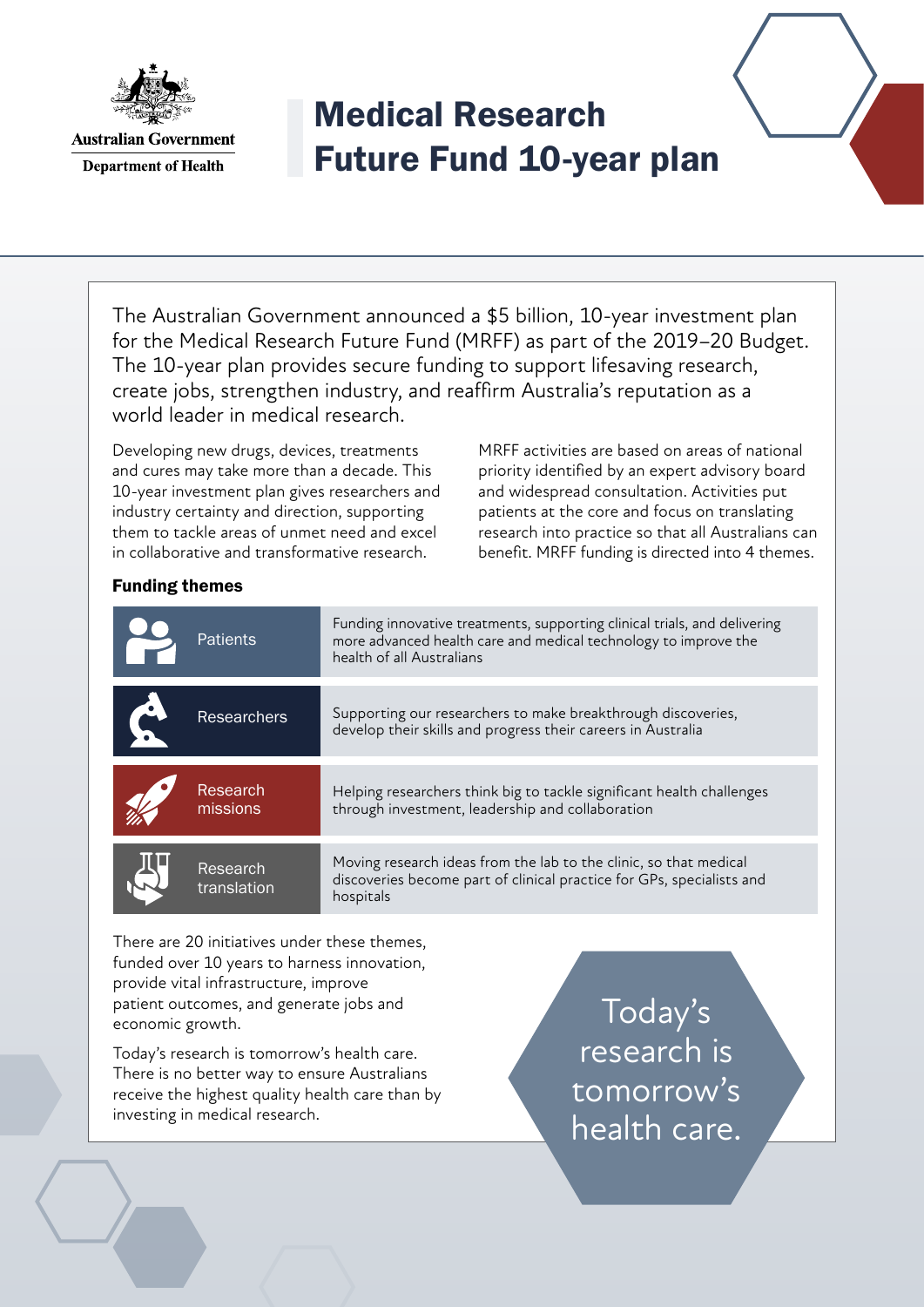Australian Government
Department of Health

# Medical Research Future Fund 10-year plan

The Australian Government announced a $5 billion, 10-year investment plan for the Medical Research Future Fund (MRFF) as part of the 2019–20 Budget. The 10-year plan provides secure funding to support lifesaving research, create jobs, strengthen industry, and reaffirm Australia's reputation as a world leader in medical research.

Developing new drugs, devices, treatments and cures may take more than a decade. This 10-year investment plan gives researchers and industry certainty and direction, supporting them to tackle areas of unmet need and excel in collaborative and transformative research.

MRFF activities are based on areas of national priority identified by an expert advisory board and widespread consultation. Activities put patients at the core and focus on translating research into practice so that all Australians can benefit. MRFF funding is directed into 4 themes.

## Funding themes

| Theme | Description |
|---|---|
| Patients | Funding innovative treatments, supporting clinical trials, and delivering more advanced health care and medical technology to improve the health of all Australians |
| Researchers | Supporting our researchers to make breakthrough discoveries, develop their skills and progress their careers in Australia |
| Research missions | Helping researchers think big to tackle significant health challenges through investment, leadership and collaboration |
| Research translation | Moving research ideas from the lab to the clinic, so that medical discoveries become part of clinical practice for GPs, specialists and hospitals |

There are 20 initiatives under these themes, funded over 10 years to harness innovation, provide vital infrastructure, improve patient outcomes, and generate jobs and economic growth.

Today's research is tomorrow's health care. There is no better way to ensure Australians receive the highest quality health care than by investing in medical research.

Today's research is tomorrow's health care.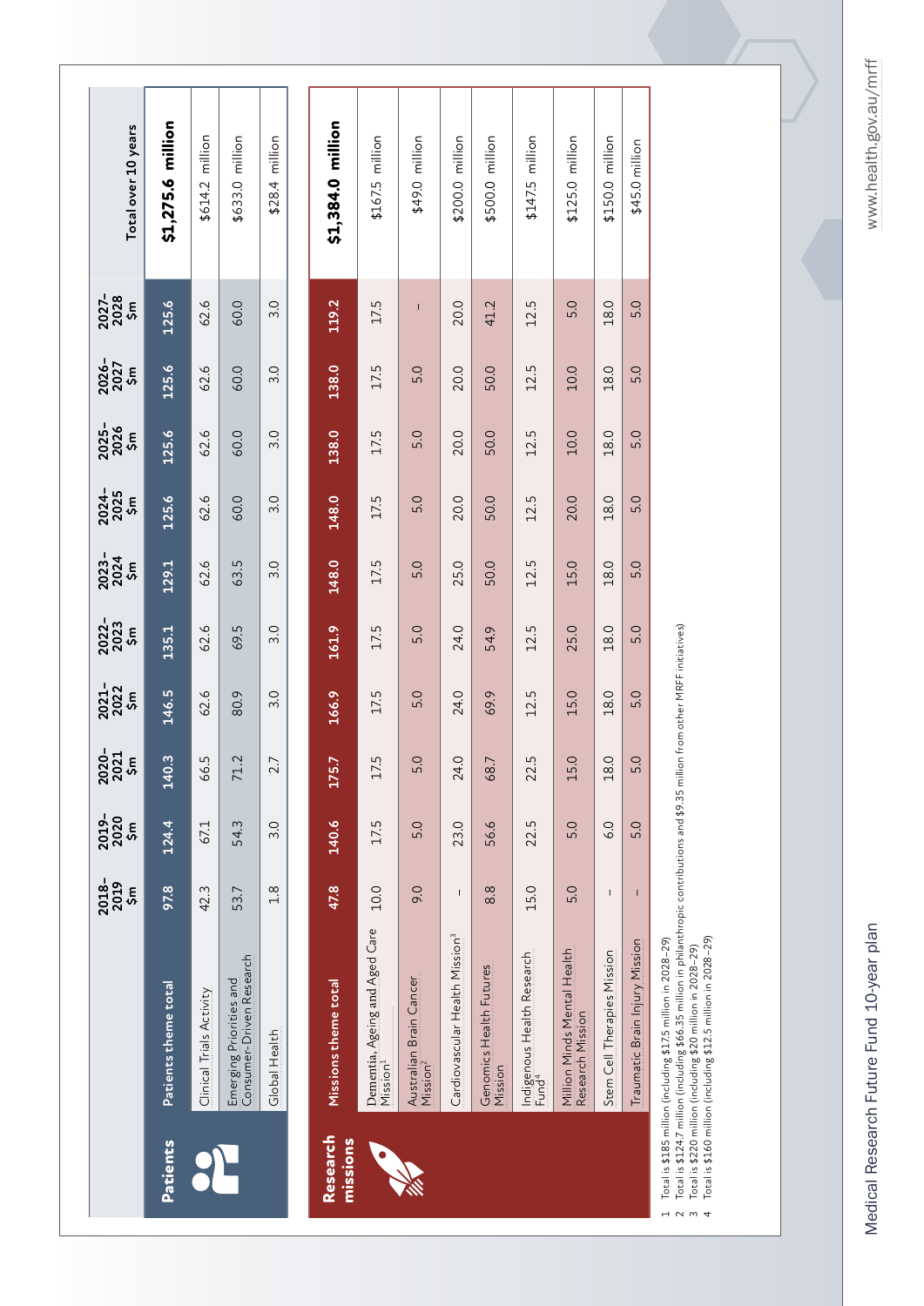| | | 2018–2019 $m | 2019–2020 $m | 2020–2021 $m | 2021–2022 $m | 2022–2023 $m | 2023–2024 $m | 2024–2025 $m | 2025–2026 $m | 2026–2027 $m | 2027–2028 $m | Total over 10 years |
|---|---|---|---|---|---|---|---|---|---|---|---|---|
| **Patients** | **Patients theme total** | **97.8** | **124.4** | **140.3** | **146.5** | **135.1** | **129.1** | **125.6** | **125.6** | **125.6** | **125.6** | **$1,275.6 million** |
| | Clinical Trials Activity | 42.3 | 67.1 | 66.5 | 62.6 | 62.6 | 62.6 | 62.6 | 62.6 | 62.6 | 62.6 | $614.2 million |
| | Emerging Priorities and Consumer-Driven Research | 53.7 | 54.3 | 71.2 | 80.9 | 69.5 | 63.5 | 60.0 | 60.0 | 60.0 | 60.0 | $633.0 million |
| | Global Health | 1.8 | 3.0 | 2.7 | 3.0 | 3.0 | 3.0 | 3.0 | 3.0 | 3.0 | 3.0 | $28.4 million |
| **Research missions** | **Missions theme total** | **47.8** | **140.6** | **175.7** | **166.9** | **161.9** | **148.0** | **148.0** | **138.0** | **138.0** | **119.2** | **$1,384.0 million** |
| | Dementia, Ageing and Aged Care Mission[1] | 10.0 | 17.5 | 17.5 | 17.5 | 17.5 | 17.5 | 17.5 | 17.5 | 17.5 | 17.5 | $167.5 million |
| | Australian Brain Cancer Mission[2] | 9.0 | 5.0 | 5.0 | 5.0 | 5.0 | 5.0 | 5.0 | 5.0 | 5.0 | – | $49.0 million |
| | Cardiovascular Health Mission[3] | – | 23.0 | 24.0 | 24.0 | 24.0 | 25.0 | 20.0 | 20.0 | 20.0 | 20.0 | $200.0 million |
| | Genomics Health Futures Mission | 8.8 | 56.6 | 68.7 | 69.9 | 54.9 | 50.0 | 50.0 | 50.0 | 50.0 | 41.2 | $500.0 million |
| | Indigenous Health Research Fund[4] | 15.0 | 22.5 | 22.5 | 12.5 | 12.5 | 12.5 | 12.5 | 12.5 | 12.5 | 12.5 | $147.5 million |
| | Million Minds Mental Health Research Mission | 5.0 | 5.0 | 15.0 | 15.0 | 25.0 | 15.0 | 20.0 | 10.0 | 10.0 | 5.0 | $125.0 million |
| | Stem Cell Therapies Mission | – | 6.0 | 18.0 | 18.0 | 18.0 | 18.0 | 18.0 | 18.0 | 18.0 | 18.0 | $150.0 million |
| | Traumatic Brain Injury Mission | – | 5.0 | 5.0 | 5.0 | 5.0 | 5.0 | 5.0 | 5.0 | 5.0 | 5.0 | $45.0 million |

1 Total is $185 million (including $17.5 million in 2028–29)
2 Total is $124.7 million (including $66.35 million in philanthropic contributions and $9.35 million from other MRFF initiatives)
3 Total is $220 million (including $20 million in 2028–29)
4 Total is $160 million (including $12.5 million in 2028–29)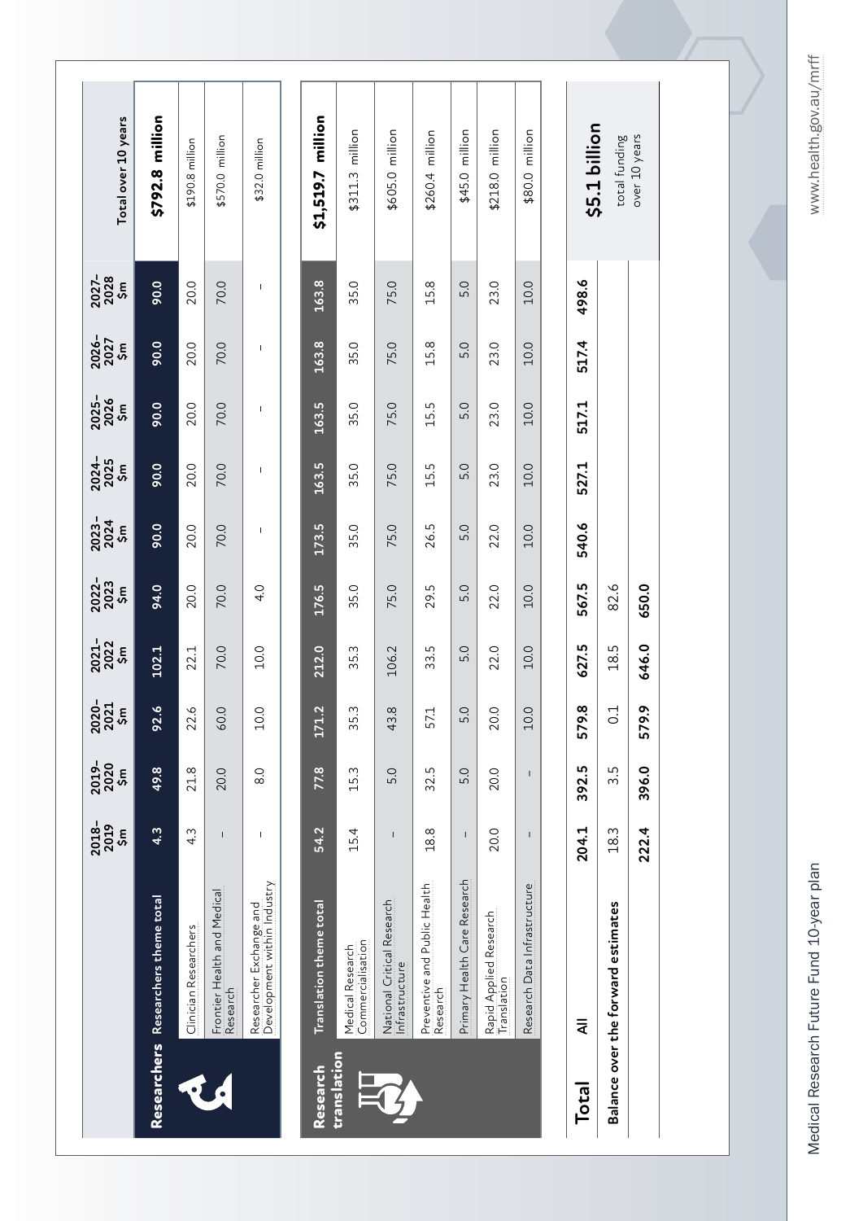| | | 2018–2019 $m | 2019–2020 $m | 2020–2021 $m | 2021–2022 $m | 2022–2023 $m | 2023–2024 $m | 2024–2025 $m | 2025–2026 $m | 2026–2027 $m | 2027–2028 $m | Total over 10 years |
|---|---|---|---|---|---|---|---|---|---|---|---|---|
| **Researchers** | **Researchers theme total** | **4.3** | **49.8** | **92.6** | **102.1** | **94.0** | **90.0** | **90.0** | **90.0** | **90.0** | **90.0** | **$792.8 million** |
| | Clinician Researchers | 4.3 | 21.8 | 22.6 | 22.1 | 20.0 | 20.0 | 20.0 | 20.0 | 20.0 | 20.0 | $190.8 million |
| | Frontier Health and Medical Research | – | 20.0 | 60.0 | 70.0 | 70.0 | 70.0 | 70.0 | 70.0 | 70.0 | 70.0 | $570.0 million |
| | Researcher Exchange and Development within Industry | – | 8.0 | 10.0 | 10.0 | 4.0 | – | – | – | – | – | $32.0 million |
| **Research translation** | **Translation theme total** | **54.2** | **77.8** | **171.2** | **212.0** | **176.5** | **173.5** | **163.5** | **163.5** | **163.8** | **163.8** | **$1,519.7 million** |
| | Medical Research Commercialisation | 15.4 | 15.3 | 35.3 | 35.3 | 35.0 | 35.0 | 35.0 | 35.0 | 35.0 | 35.0 | $311.3 million |
| | National Critical Research Infrastructure | – | 5.0 | 43.8 | 106.2 | 75.0 | 75.0 | 75.0 | 75.0 | 75.0 | 75.0 | $605.0 million |
| | Preventive and Public Health Research | 18.8 | 32.5 | 57.1 | 33.5 | 29.5 | 26.5 | 15.5 | 15.5 | 15.8 | 15.8 | $260.4 million |
| | Primary Health Care Research | – | 5.0 | 5.0 | 5.0 | 5.0 | 5.0 | 5.0 | 5.0 | 5.0 | 5.0 | $45.0 million |
| | Rapid Applied Research Translation | 20.0 | 20.0 | 20.0 | 22.0 | 22.0 | 22.0 | 23.0 | 23.0 | 23.0 | 23.0 | $218.0 million |
| | Research Data Infrastructure | – | – | 10.0 | 10.0 | 10.0 | 10.0 | 10.0 | 10.0 | 10.0 | 10.0 | $80.0 million |
| **Total** | All | **204.1** | **392.5** | **579.8** | **627.5** | **567.5** | **540.6** | **527.1** | **517.1** | **517.4** | **498.6** | **$5.1 billion** total funding over 10 years |
| **Balance over the forward estimates** | | 18.3 | 3.5 | 0.1 | 18.5 | 82.6 | | | | | | |
| | | **222.4** | **396.0** | **579.9** | **646.0** | **650.0** | | | | | | |

www.health.gov.au/mrff